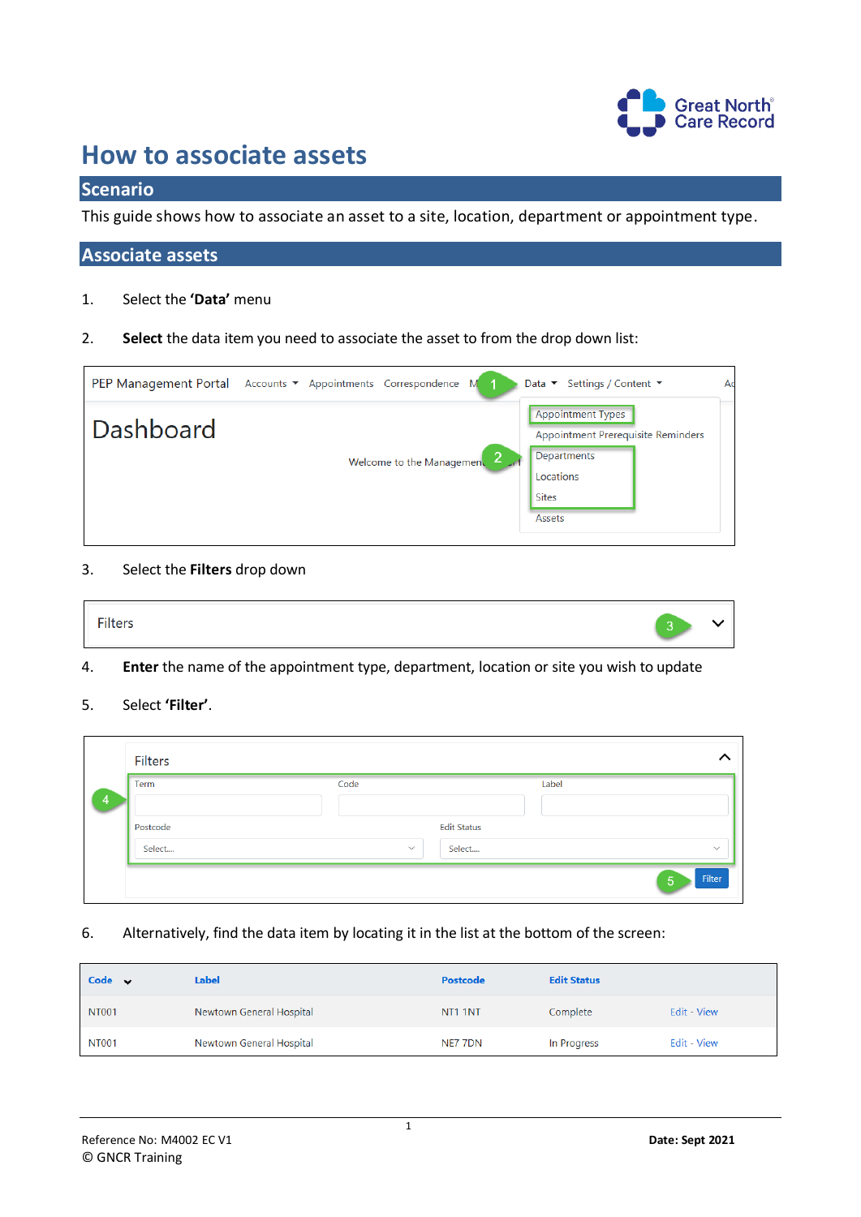# How to associate assets

## Scenario

This guide shows how to associate an asset to a site, location, department or appointment type.

## Associate assets

1. Select the **'Data'** menu

2. **Select** the data item you need to associate the asset to from the drop down list:

PEP Management Portal — Accounts — Appointments — Correspondence — Data — Settings / Content

Dashboard

Welcome to the Management...

Data menu: Appointment Types, Appointment Prerequisite Reminders, Departments, Locations, Sites, Assets

3. Select the **Filters** drop down

Filters

4. **Enter** the name of the appointment type, department, location or site you wish to update

5. Select **'Filter'**.

Filters

Term | Code | Label
Postcode: Select.... | Edit Status: Select....

Filter

6. Alternatively, find the data item by locating it in the list at the bottom of the screen:

| Code | Label | Postcode | Edit Status | |
|---|---|---|---|---|
| NT001 | Newtown General Hospital | NT1 1NT | Complete | Edit - View |
| NT001 | Newtown General Hospital | NE7 7DN | In Progress | Edit - View |

Reference No: M4002 EC V1
© GNCR Training

**Date: Sept 2021**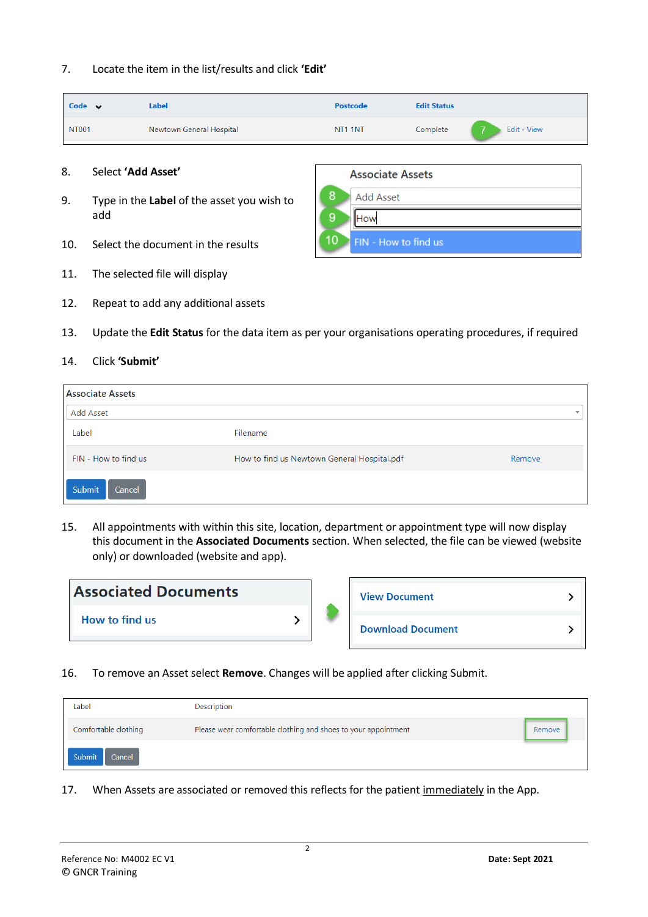7. Locate the item in the list/results and click **'Edit'**

| Code | Label | Postcode | Edit Status | |
|---|---|---|---|---|
| NT001 | Newtown General Hospital | NT1 1NT | Complete | 7 Edit - View |

8. Select **'Add Asset'**
9. Type in the **Label** of the asset you wish to add
10. Select the document in the results

Associate Assets

8 Add Asset

9 How

10 FIN - How to find us

11. The selected file will display
12. Repeat to add any additional assets
13. Update the **Edit Status** for the data item as per your organisations operating procedures, if required
14. Click **'Submit'**

Associate Assets

Add Asset

| Label | Filename | |
|---|---|---|
| FIN - How to find us | How to find us Newtown General Hospital.pdf | Remove |

Submit Cancel

15. All appointments with within this site, location, department or appointment type will now display this document in the **Associated Documents** section. When selected, the file can be viewed (website only) or downloaded (website and app).

**Associated Documents**

How to find us >

View Document >

Download Document >

16. To remove an Asset select **Remove**. Changes will be applied after clicking Submit.

| Label | Description | |
|---|---|---|
| Comfortable clothing | Please wear comfortable clothing and shoes to your appointment | Remove |

Submit Cancel

17. When Assets are associated or removed this reflects for the patient immediately in the App.

Reference No: M4002 EC V1
© GNCR Training

**Date: Sept 2021**